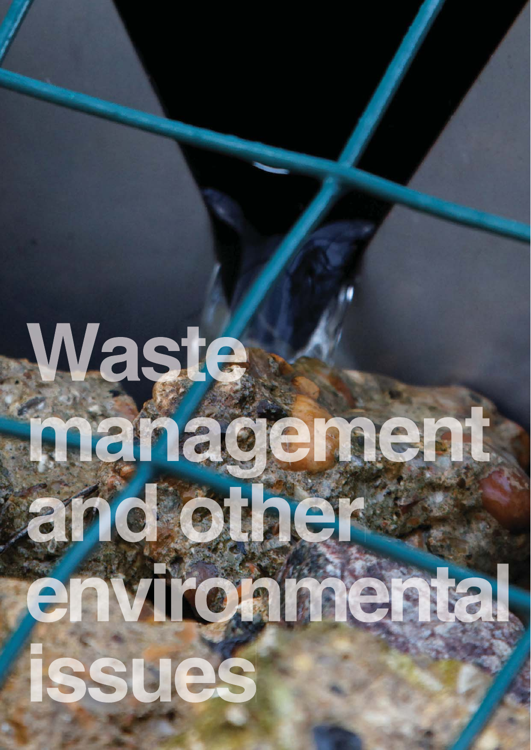# Waste management and other environmental issues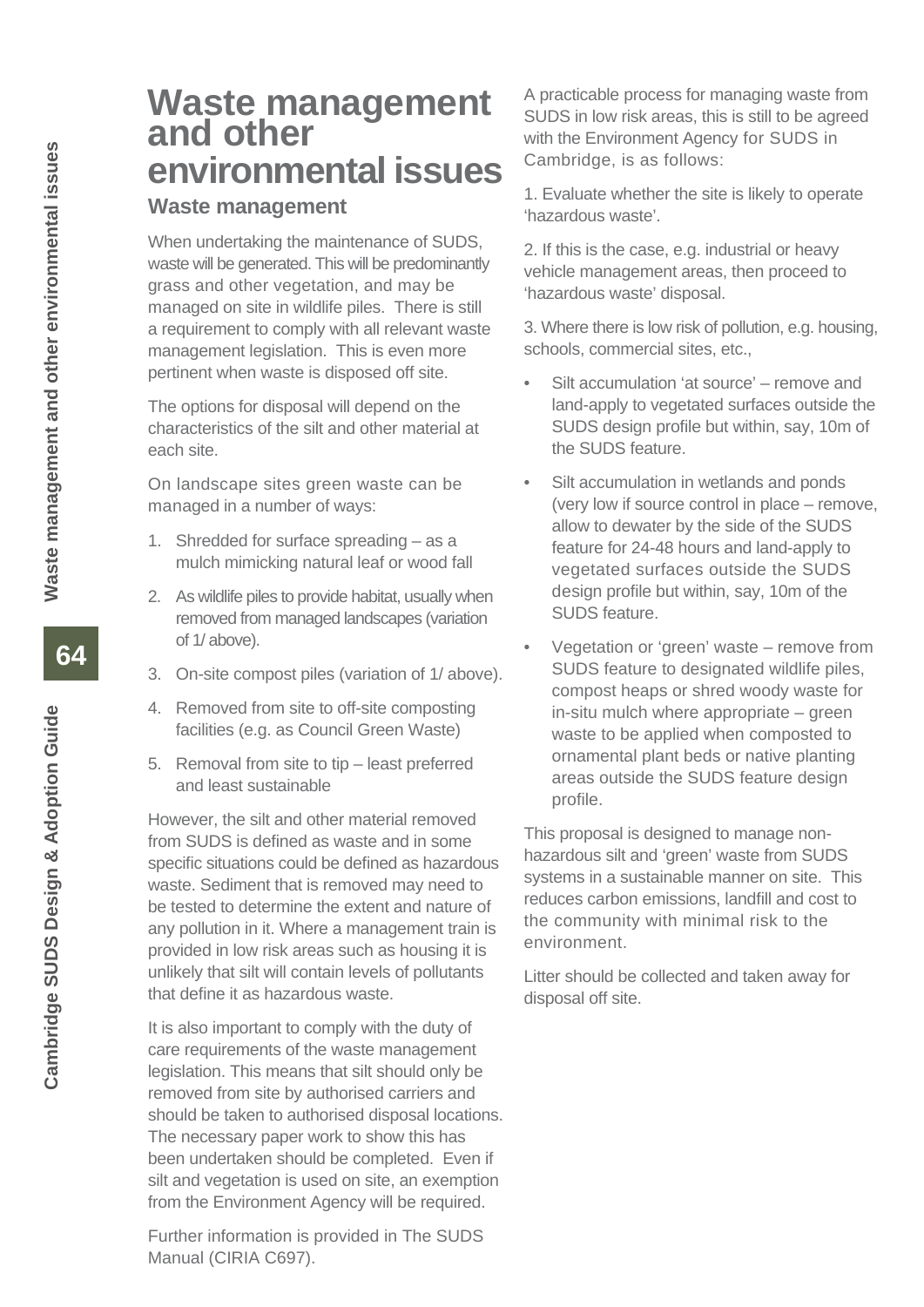# Waste management and other environmental issues

## Waste management

When undertaking the maintenance of SUDS, waste will be generated. This will be predominantly grass and other vegetation, and may be managed on site in wildlife piles. There is still a requirement to comply with all relevant waste management legislation. This is even more pertinent when waste is disposed off site.

The options for disposal will depend on the characteristics of the silt and other material at each site.

On landscape sites green waste can be managed in a number of ways:

1. Shredded for surface spreading – as a mulch mimicking natural leaf or wood fall
2. As wildlife piles to provide habitat, usually when removed from managed landscapes (variation of 1/ above).
3. On-site compost piles (variation of 1/ above).
4. Removed from site to off-site composting facilities (e.g. as Council Green Waste)
5. Removal from site to tip – least preferred and least sustainable

However, the silt and other material removed from SUDS is defined as waste and in some specific situations could be defined as hazardous waste. Sediment that is removed may need to be tested to determine the extent and nature of any pollution in it. Where a management train is provided in low risk areas such as housing it is unlikely that silt will contain levels of pollutants that define it as hazardous waste.

It is also important to comply with the duty of care requirements of the waste management legislation. This means that silt should only be removed from site by authorised carriers and should be taken to authorised disposal locations. The necessary paper work to show this has been undertaken should be completed. Even if silt and vegetation is used on site, an exemption from the Environment Agency will be required.

Further information is provided in The SUDS Manual (CIRIA C697).

A practicable process for managing waste from SUDS in low risk areas, this is still to be agreed with the Environment Agency for SUDS in Cambridge, is as follows:

1. Evaluate whether the site is likely to operate 'hazardous waste'.

2. If this is the case, e.g. industrial or heavy vehicle management areas, then proceed to 'hazardous waste' disposal.

3. Where there is low risk of pollution, e.g. housing, schools, commercial sites, etc.,

- Silt accumulation 'at source' – remove and land-apply to vegetated surfaces outside the SUDS design profile but within, say, 10m of the SUDS feature.
- Silt accumulation in wetlands and ponds (very low if source control in place – remove, allow to dewater by the side of the SUDS feature for 24-48 hours and land-apply to vegetated surfaces outside the SUDS design profile but within, say, 10m of the SUDS feature.
- Vegetation or 'green' waste – remove from SUDS feature to designated wildlife piles, compost heaps or shred woody waste for in-situ mulch where appropriate – green waste to be applied when composted to ornamental plant beds or native planting areas outside the SUDS feature design profile.

This proposal is designed to manage non-hazardous silt and 'green' waste from SUDS systems in a sustainable manner on site. This reduces carbon emissions, landfill and cost to the community with minimal risk to the environment.

Litter should be collected and taken away for disposal off site.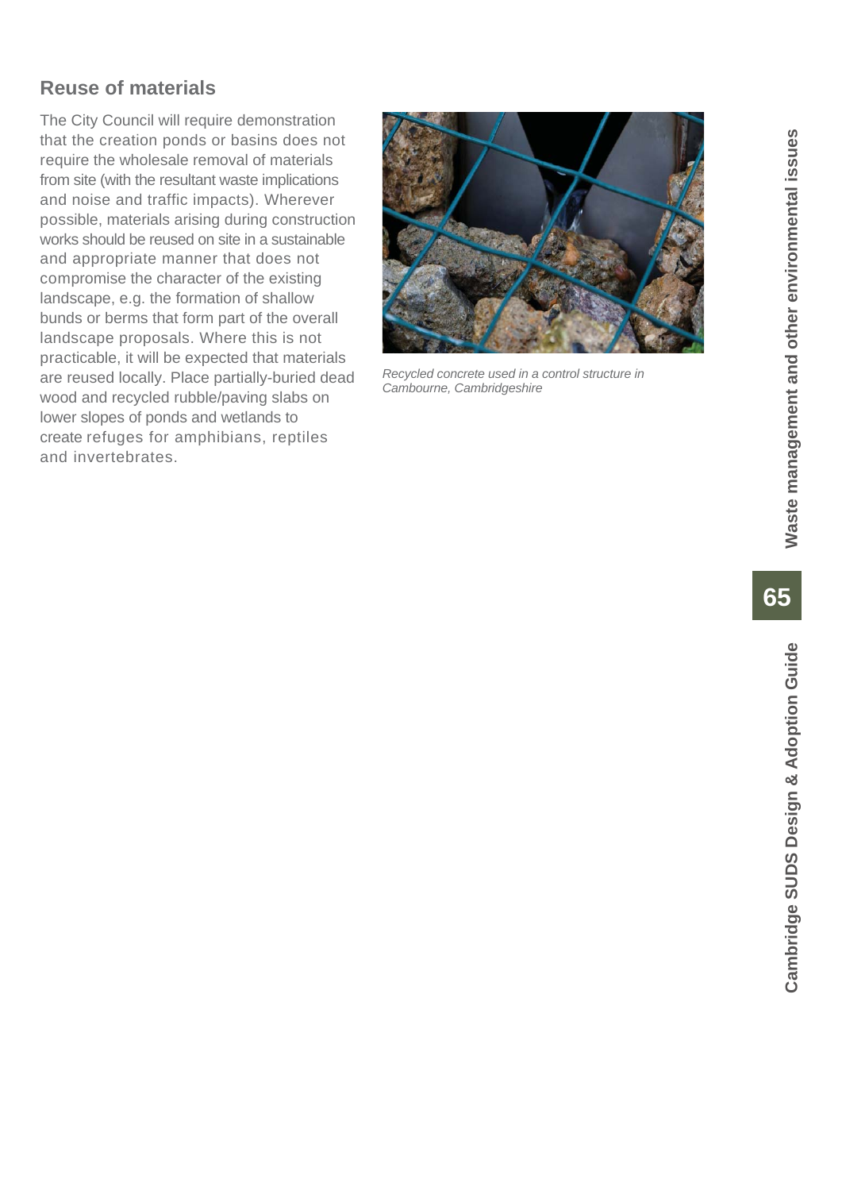## Reuse of materials

The City Council will require demonstration that the creation ponds or basins does not require the wholesale removal of materials from site (with the resultant waste implications and noise and traffic impacts). Wherever possible, materials arising during construction works should be reused on site in a sustainable and appropriate manner that does not compromise the character of the existing landscape, e.g. the formation of shallow bunds or berms that form part of the overall landscape proposals. Where this is not practicable, it will be expected that materials are reused locally. Place partially-buried dead wood and recycled rubble/paving slabs on lower slopes of ponds and wetlands to create refuges for amphibians, reptiles and invertebrates.

*Recycled concrete used in a control structure in Cambourne, Cambridgeshire*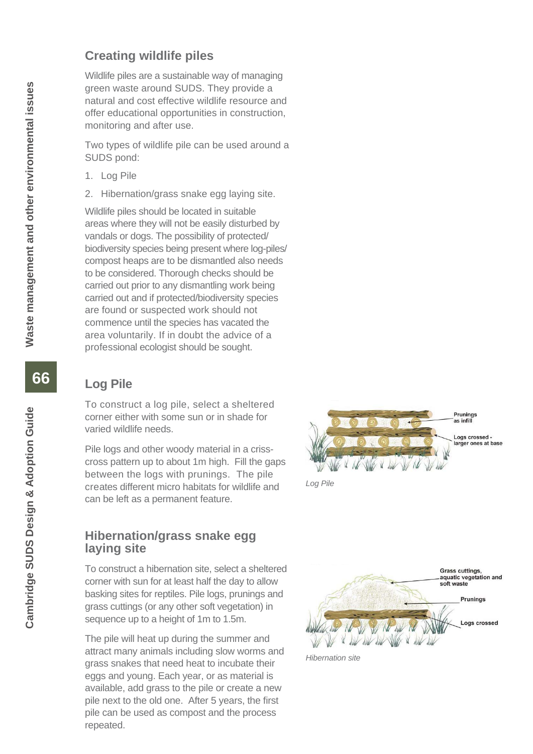## Creating wildlife piles

Wildlife piles are a sustainable way of managing green waste around SUDS. They provide a natural and cost effective wildlife resource and offer educational opportunities in construction, monitoring and after use.

Two types of wildlife pile can be used around a SUDS pond:

1. Log Pile
2. Hibernation/grass snake egg laying site.

Wildlife piles should be located in suitable areas where they will not be easily disturbed by vandals or dogs. The possibility of protected/ biodiversity species being present where log-piles/ compost heaps are to be dismantled also needs to be considered. Thorough checks should be carried out prior to any dismantling work being carried out and if protected/biodiversity species are found or suspected work should not commence until the species has vacated the area voluntarily. If in doubt the advice of a professional ecologist should be sought.

## Log Pile

To construct a log pile, select a sheltered corner either with some sun or in shade for varied wildlife needs.

Pile logs and other woody material in a criss-cross pattern up to about 1m high. Fill the gaps between the logs with prunings. The pile creates different micro habitats for wildlife and can be left as a permanent feature.

Prunings as infill

Logs crossed - larger ones at base

*Log Pile*

## Hibernation/grass snake egg laying site

To construct a hibernation site, select a sheltered corner with sun for at least half the day to allow basking sites for reptiles. Pile logs, prunings and grass cuttings (or any other soft vegetation) in sequence up to a height of 1m to 1.5m.

The pile will heat up during the summer and attract many animals including slow worms and grass snakes that need heat to incubate their eggs and young. Each year, or as material is available, add grass to the pile or create a new pile next to the old one. After 5 years, the first pile can be used as compost and the process repeated.

Grass cuttings, aquatic vegetation and soft waste

Prunings

Logs crossed

*Hibernation site*